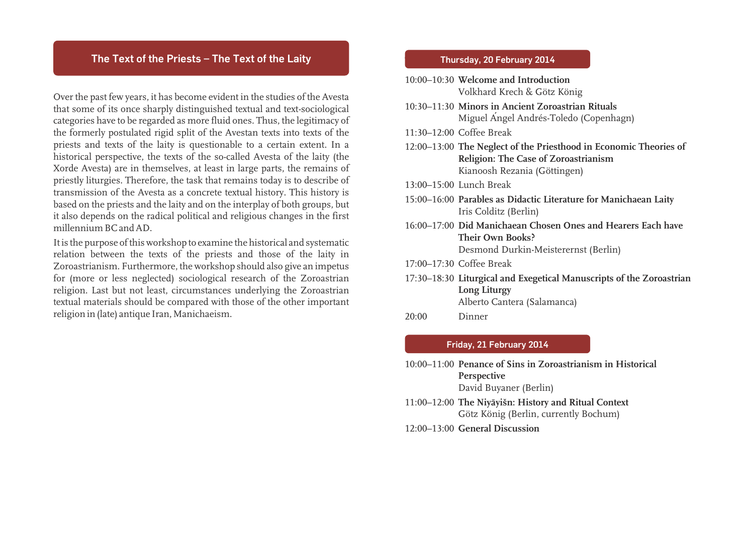## The Text of the Priests – The Text of the Laity

Over the past few years, it has become evident in the studies of the Avesta that some of its once sharply distinguished textual and text-sociological categories have to be regarded as more fluid ones. Thus, the legitimacy of the formerly postulated rigid split of the Avestan texts into texts of the priests and texts of the laity is questionable to a certain extent. In a historical perspective, the texts of the so-called Avesta of the laity (the Xorde Avesta) are in themselves, at least in large parts, the remains of priestly liturgies. Therefore, the task that remains today is to describe of transmission of the Avesta as a concrete textual history. This history is based on the priests and the laity and on the interplay of both groups, but it also depends on the radical political and religious changes in the first millennium BC and AD.

It is the purpose of this workshop to examine the historical and systematic relation between the texts of the priests and those of the laity in Zoroastrianism. Furthermore, the workshop should also give an impetus for (more or less neglected) sociological research of the Zoroastrian religion. Last but not least, circumstances underlying the Zoroastrian textual materials should be compared with those of the other important religion in (late) antique Iran, Manichaeism.

### Thursday, 20 February 2014

10:00–10:30 **Welcome and Introduction**
Volkhard Krech & Götz König

10:30–11:30 **Minors in Ancient Zoroastrian Rituals**
Miguel Ángel Andrés-Toledo (Copenhagn)

11:30–12:00 Coffee Break

12:00–13:00 **The Neglect of the Priesthood in Economic Theories of Religion: The Case of Zoroastrianism**
Kianoosh Rezania (Göttingen)

13:00–15:00 Lunch Break

15:00–16:00 **Parables as Didactic Literature for Manichaean Laity**
Iris Colditz (Berlin)

16:00–17:00 **Did Manichaean Chosen Ones and Hearers Each have Their Own Books?**
Desmond Durkin-Meisterernst (Berlin)

17:00–17:30 Coffee Break

17:30–18:30 **Liturgical and Exegetical Manuscripts of the Zoroastrian Long Liturgy**
Alberto Cantera (Salamanca)

20:00 Dinner

### Friday, 21 February 2014

10:00–11:00 **Penance of Sins in Zoroastrianism in Historical Perspective**
David Buyaner (Berlin)

11:00–12:00 **The Niyāyišn: History and Ritual Context**
Götz König (Berlin, currently Bochum)

12:00–13:00 **General Discussion**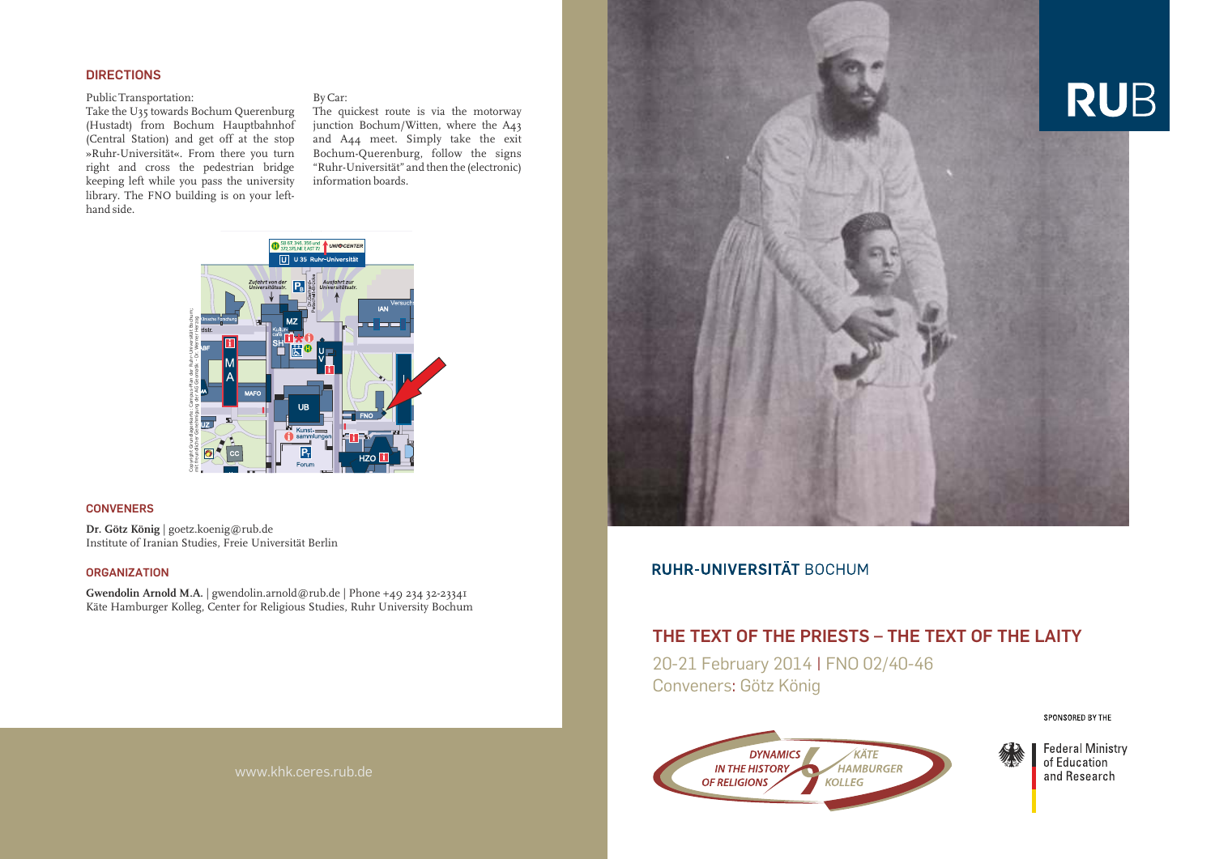## DIRECTIONS

Public Transportation:
Take the U35 towards Bochum Querenburg (Hustadt) from Bochum Hauptbahnhof (Central Station) and get off at the stop »Ruhr-Universität«. From there you turn right and cross the pedestrian bridge keeping left while you pass the university library. The FNO building is on your left-hand side.

By Car:
The quickest route is via the motorway junction Bochum/Witten, where the A43 and A44 meet. Simply take the exit Bochum-Querenburg, follow the signs "Ruhr-Universität" and then the (electronic) information boards.

## CONVENERS

**Dr. Götz König** | goetz.koenig@rub.de
Institute of Iranian Studies, Freie Universität Berlin

## ORGANIZATION

**Gwendolin Arnold M.A.** | gwendolin.arnold@rub.de | Phone +49 234 32-23341
Käte Hamburger Kolleg, Center for Religious Studies, Ruhr University Bochum

www.khk.ceres.rub.de

RUB

RUHR-UNIVERSITÄT BOCHUM

# THE TEXT OF THE PRIESTS – THE TEXT OF THE LAITY

20-21 February 2014 | FNO 02/40-46
Conveners: Götz König

SPONSORED BY THE

DYNAMICS IN THE HISTORY OF RELIGIONS
KÄTE HAMBURGER KOLLEG

Federal Ministry of Education and Research